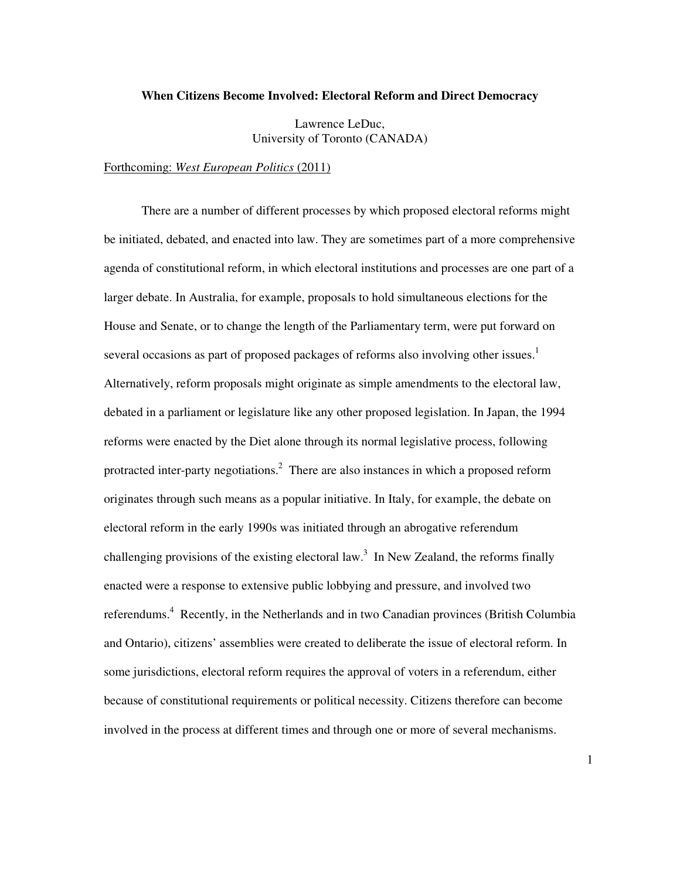# When Citizens Become Involved: Electoral Reform and Direct Democracy

Lawrence LeDuc,
University of Toronto (CANADA)

Forthcoming: *West European Politics* (2011)

There are a number of different processes by which proposed electoral reforms might be initiated, debated, and enacted into law. They are sometimes part of a more comprehensive agenda of constitutional reform, in which electoral institutions and processes are one part of a larger debate. In Australia, for example, proposals to hold simultaneous elections for the House and Senate, or to change the length of the Parliamentary term, were put forward on several occasions as part of proposed packages of reforms also involving other issues.[1] Alternatively, reform proposals might originate as simple amendments to the electoral law, debated in a parliament or legislature like any other proposed legislation. In Japan, the 1994 reforms were enacted by the Diet alone through its normal legislative process, following protracted inter-party negotiations.[2] There are also instances in which a proposed reform originates through such means as a popular initiative. In Italy, for example, the debate on electoral reform in the early 1990s was initiated through an abrogative referendum challenging provisions of the existing electoral law.[3] In New Zealand, the reforms finally enacted were a response to extensive public lobbying and pressure, and involved two referendums.[4] Recently, in the Netherlands and in two Canadian provinces (British Columbia and Ontario), citizens' assemblies were created to deliberate the issue of electoral reform. In some jurisdictions, electoral reform requires the approval of voters in a referendum, either because of constitutional requirements or political necessity. Citizens therefore can become involved in the process at different times and through one or more of several mechanisms.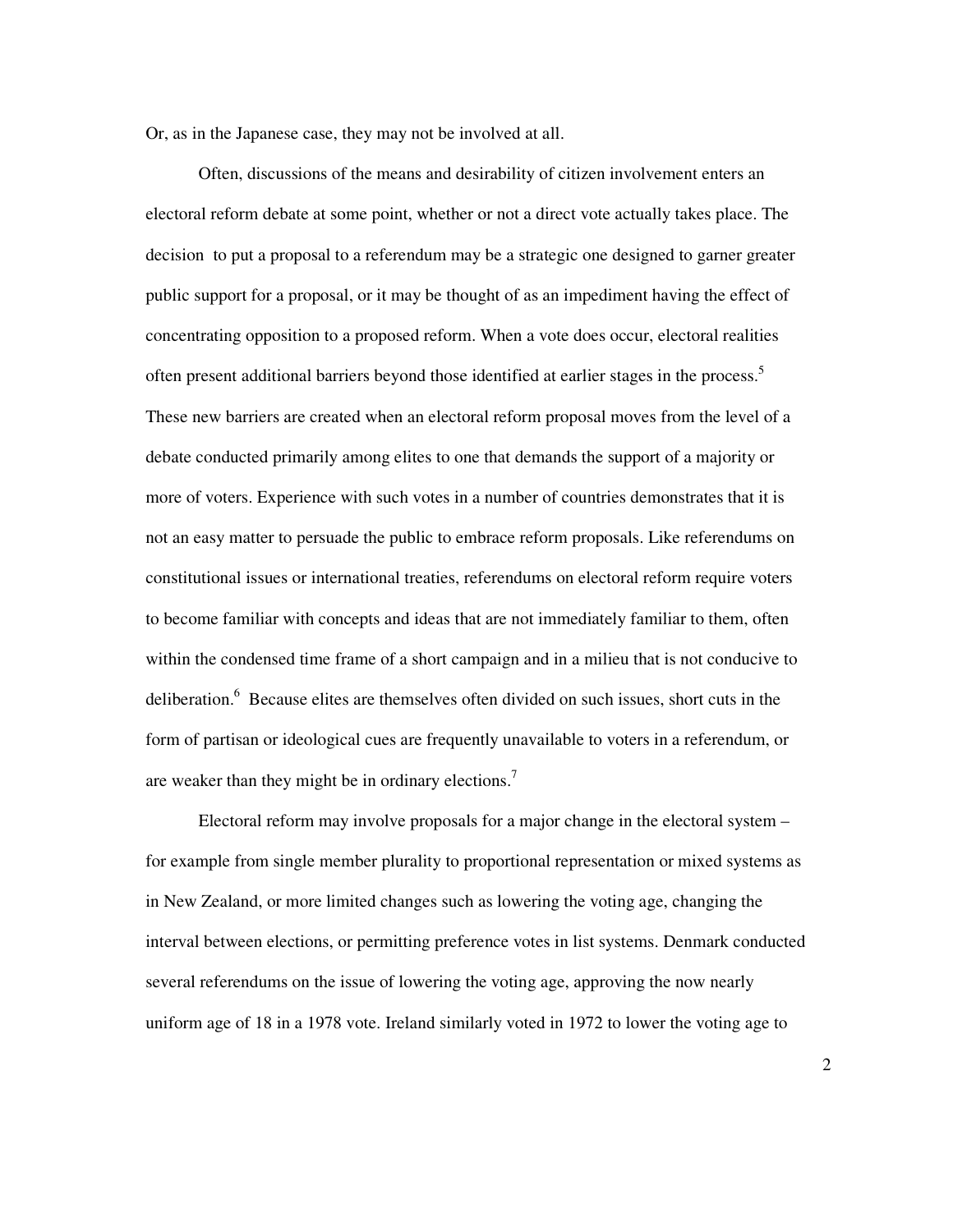Or, as in the Japanese case, they may not be involved at all.

Often, discussions of the means and desirability of citizen involvement enters an electoral reform debate at some point, whether or not a direct vote actually takes place. The decision to put a proposal to a referendum may be a strategic one designed to garner greater public support for a proposal, or it may be thought of as an impediment having the effect of concentrating opposition to a proposed reform. When a vote does occur, electoral realities often present additional barriers beyond those identified at earlier stages in the process.[5] These new barriers are created when an electoral reform proposal moves from the level of a debate conducted primarily among elites to one that demands the support of a majority or more of voters. Experience with such votes in a number of countries demonstrates that it is not an easy matter to persuade the public to embrace reform proposals. Like referendums on constitutional issues or international treaties, referendums on electoral reform require voters to become familiar with concepts and ideas that are not immediately familiar to them, often within the condensed time frame of a short campaign and in a milieu that is not conducive to deliberation.[6] Because elites are themselves often divided on such issues, short cuts in the form of partisan or ideological cues are frequently unavailable to voters in a referendum, or are weaker than they might be in ordinary elections.[7]

Electoral reform may involve proposals for a major change in the electoral system – for example from single member plurality to proportional representation or mixed systems as in New Zealand, or more limited changes such as lowering the voting age, changing the interval between elections, or permitting preference votes in list systems. Denmark conducted several referendums on the issue of lowering the voting age, approving the now nearly uniform age of 18 in a 1978 vote. Ireland similarly voted in 1972 to lower the voting age to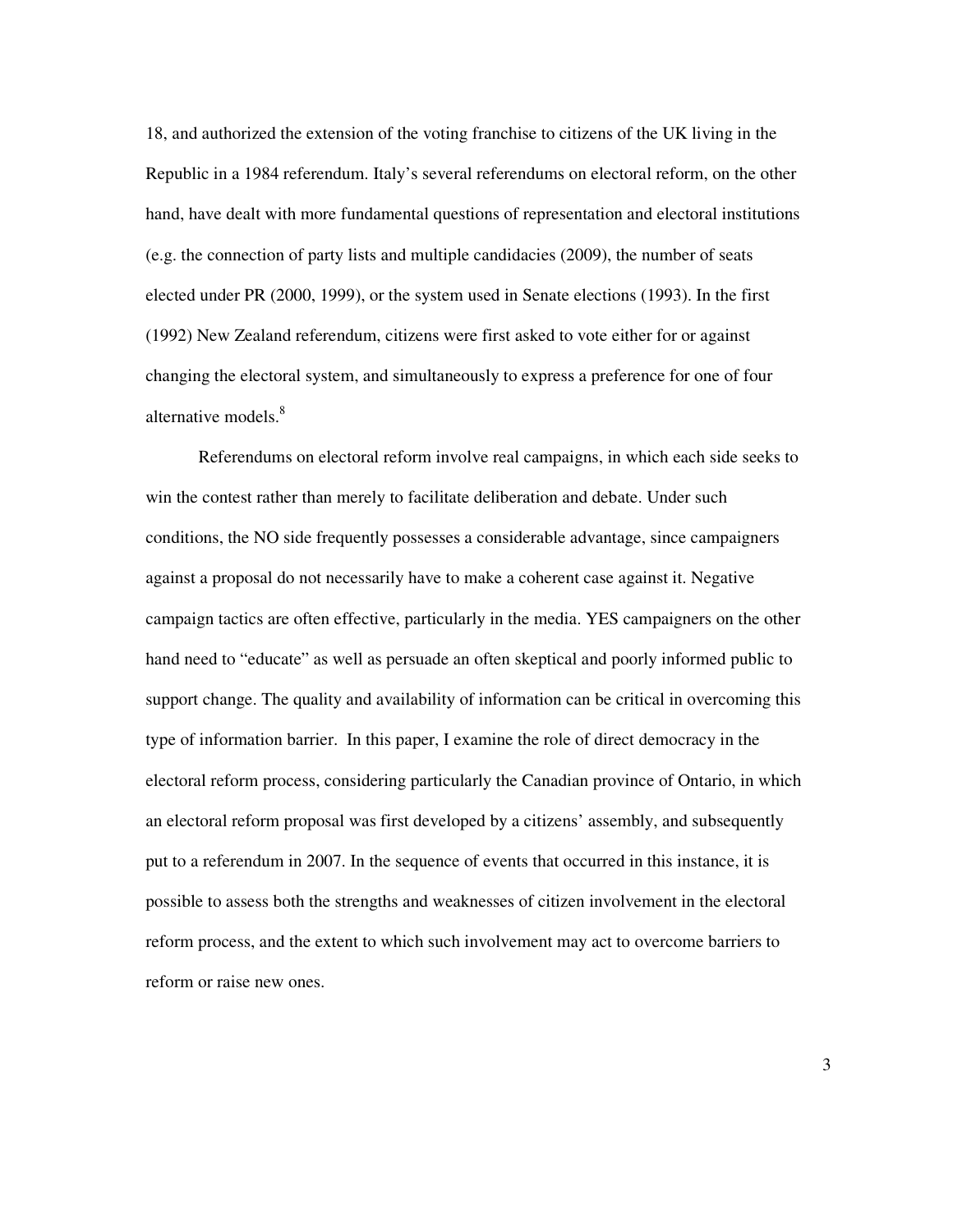18, and authorized the extension of the voting franchise to citizens of the UK living in the Republic in a 1984 referendum. Italy's several referendums on electoral reform, on the other hand, have dealt with more fundamental questions of representation and electoral institutions (e.g. the connection of party lists and multiple candidacies (2009), the number of seats elected under PR (2000, 1999), or the system used in Senate elections (1993). In the first (1992) New Zealand referendum, citizens were first asked to vote either for or against changing the electoral system, and simultaneously to express a preference for one of four alternative models.[8]

Referendums on electoral reform involve real campaigns, in which each side seeks to win the contest rather than merely to facilitate deliberation and debate. Under such conditions, the NO side frequently possesses a considerable advantage, since campaigners against a proposal do not necessarily have to make a coherent case against it. Negative campaign tactics are often effective, particularly in the media. YES campaigners on the other hand need to "educate" as well as persuade an often skeptical and poorly informed public to support change. The quality and availability of information can be critical in overcoming this type of information barrier. In this paper, I examine the role of direct democracy in the electoral reform process, considering particularly the Canadian province of Ontario, in which an electoral reform proposal was first developed by a citizens' assembly, and subsequently put to a referendum in 2007. In the sequence of events that occurred in this instance, it is possible to assess both the strengths and weaknesses of citizen involvement in the electoral reform process, and the extent to which such involvement may act to overcome barriers to reform or raise new ones.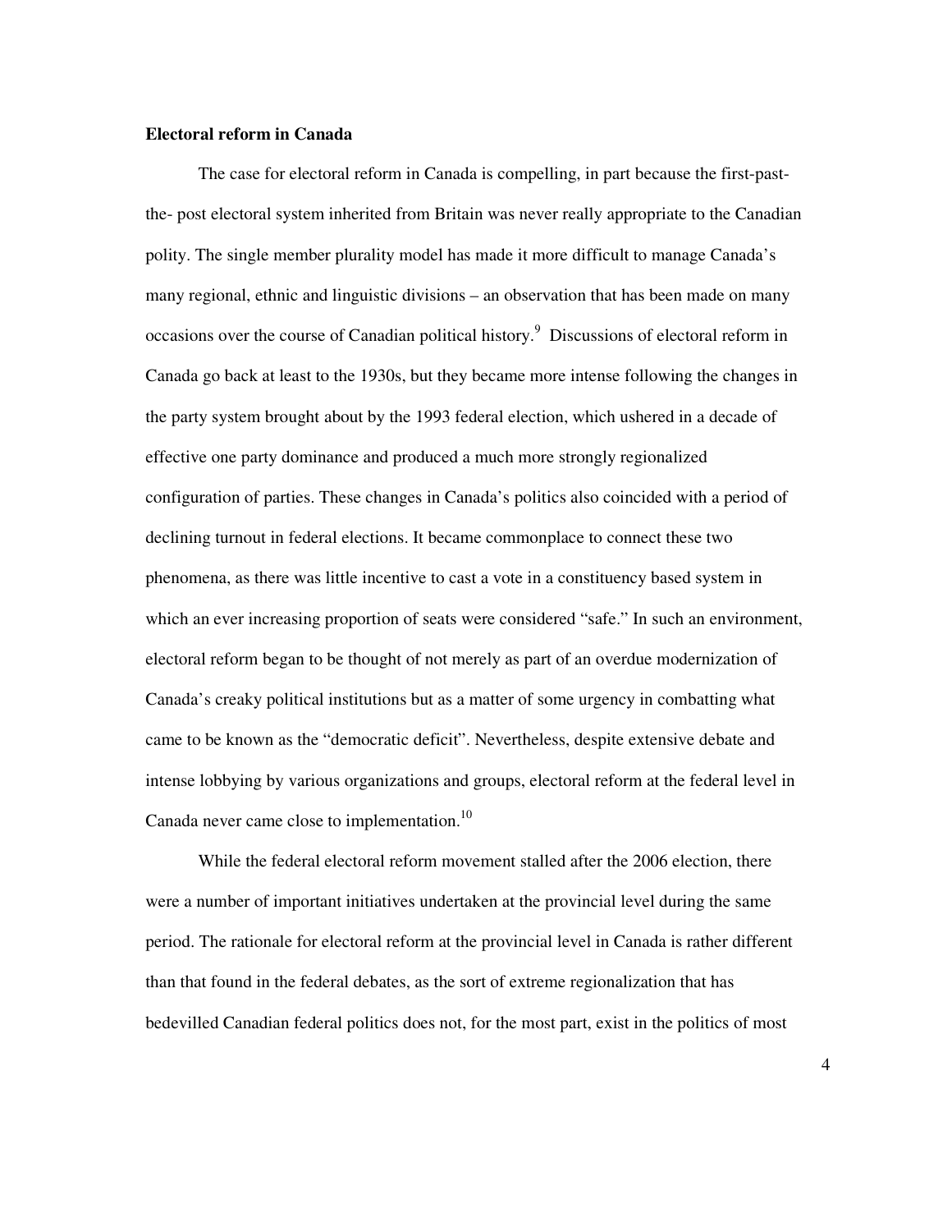**Electoral reform in Canada**

The case for electoral reform in Canada is compelling, in part because the first-past-the- post electoral system inherited from Britain was never really appropriate to the Canadian polity. The single member plurality model has made it more difficult to manage Canada's many regional, ethnic and linguistic divisions – an observation that has been made on many occasions over the course of Canadian political history.[9] Discussions of electoral reform in Canada go back at least to the 1930s, but they became more intense following the changes in the party system brought about by the 1993 federal election, which ushered in a decade of effective one party dominance and produced a much more strongly regionalized configuration of parties. These changes in Canada's politics also coincided with a period of declining turnout in federal elections. It became commonplace to connect these two phenomena, as there was little incentive to cast a vote in a constituency based system in which an ever increasing proportion of seats were considered "safe." In such an environment, electoral reform began to be thought of not merely as part of an overdue modernization of Canada's creaky political institutions but as a matter of some urgency in combatting what came to be known as the "democratic deficit". Nevertheless, despite extensive debate and intense lobbying by various organizations and groups, electoral reform at the federal level in Canada never came close to implementation.[10]

While the federal electoral reform movement stalled after the 2006 election, there were a number of important initiatives undertaken at the provincial level during the same period. The rationale for electoral reform at the provincial level in Canada is rather different than that found in the federal debates, as the sort of extreme regionalization that has bedevilled Canadian federal politics does not, for the most part, exist in the politics of most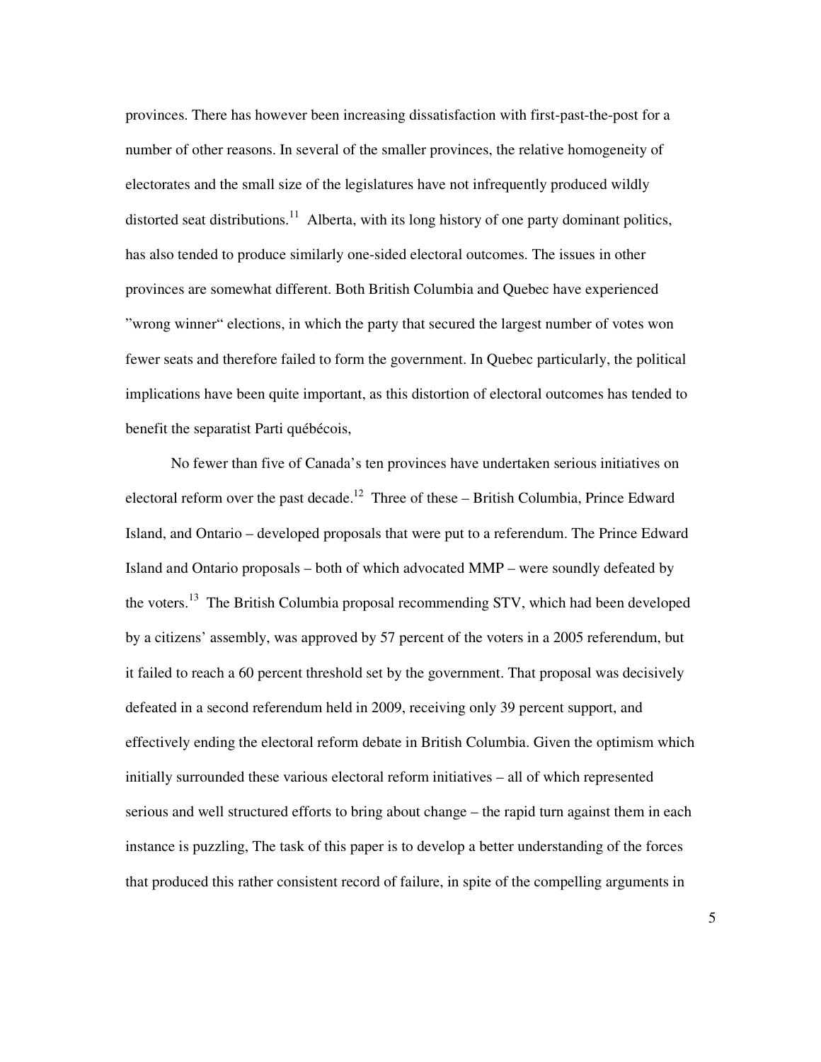provinces. There has however been increasing dissatisfaction with first-past-the-post for a number of other reasons. In several of the smaller provinces, the relative homogeneity of electorates and the small size of the legislatures have not infrequently produced wildly distorted seat distributions.[11] Alberta, with its long history of one party dominant politics, has also tended to produce similarly one-sided electoral outcomes. The issues in other provinces are somewhat different. Both British Columbia and Quebec have experienced "wrong winner" elections, in which the party that secured the largest number of votes won fewer seats and therefore failed to form the government. In Quebec particularly, the political implications have been quite important, as this distortion of electoral outcomes has tended to benefit the separatist Parti québécois,

No fewer than five of Canada's ten provinces have undertaken serious initiatives on electoral reform over the past decade.[12] Three of these – British Columbia, Prince Edward Island, and Ontario – developed proposals that were put to a referendum. The Prince Edward Island and Ontario proposals – both of which advocated MMP – were soundly defeated by the voters.[13] The British Columbia proposal recommending STV, which had been developed by a citizens' assembly, was approved by 57 percent of the voters in a 2005 referendum, but it failed to reach a 60 percent threshold set by the government. That proposal was decisively defeated in a second referendum held in 2009, receiving only 39 percent support, and effectively ending the electoral reform debate in British Columbia. Given the optimism which initially surrounded these various electoral reform initiatives – all of which represented serious and well structured efforts to bring about change – the rapid turn against them in each instance is puzzling, The task of this paper is to develop a better understanding of the forces that produced this rather consistent record of failure, in spite of the compelling arguments in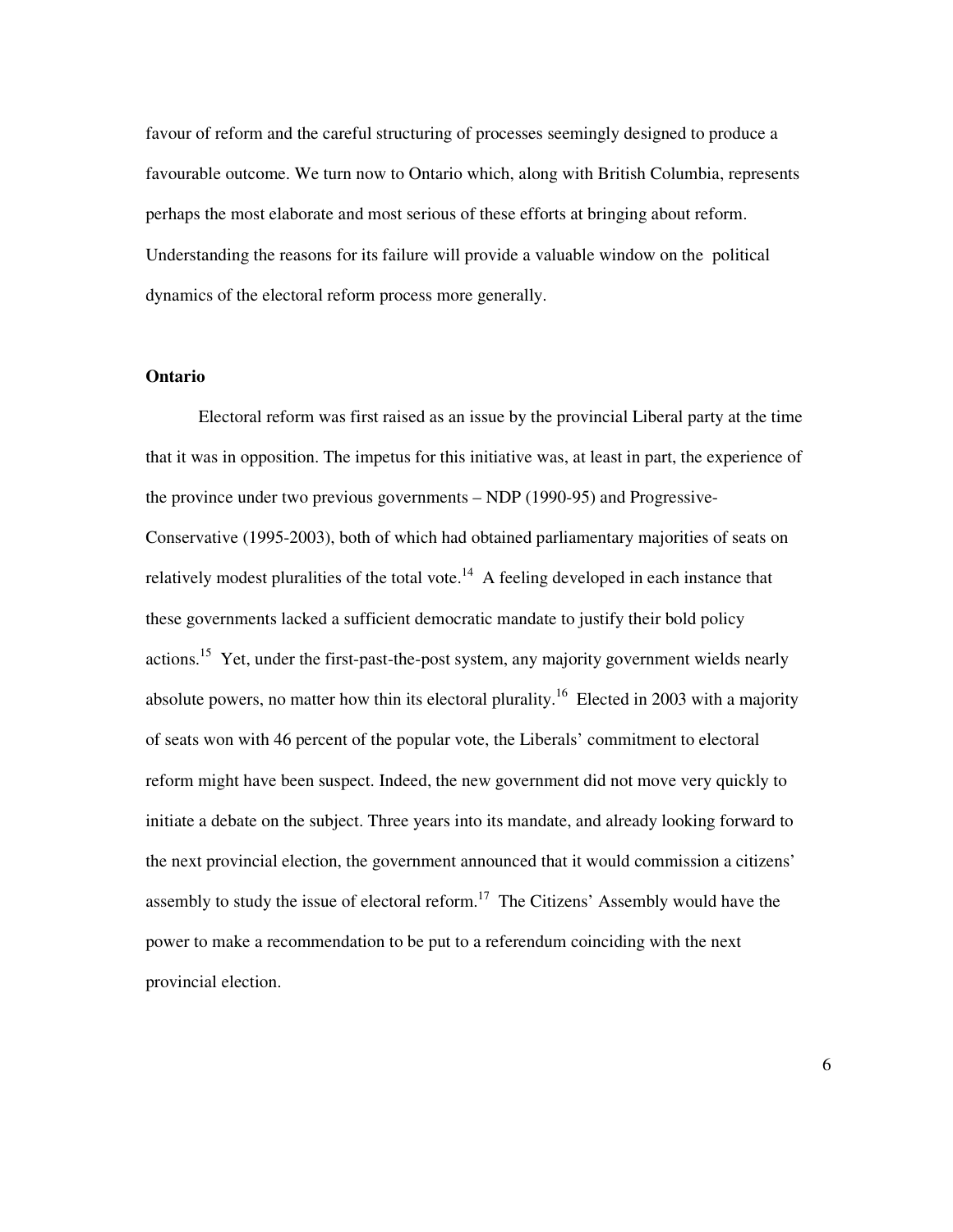favour of reform and the careful structuring of processes seemingly designed to produce a favourable outcome. We turn now to Ontario which, along with British Columbia, represents perhaps the most elaborate and most serious of these efforts at bringing about reform. Understanding the reasons for its failure will provide a valuable window on the political dynamics of the electoral reform process more generally.

**Ontario**

Electoral reform was first raised as an issue by the provincial Liberal party at the time that it was in opposition. The impetus for this initiative was, at least in part, the experience of the province under two previous governments – NDP (1990-95) and Progressive-Conservative (1995-2003), both of which had obtained parliamentary majorities of seats on relatively modest pluralities of the total vote.[14] A feeling developed in each instance that these governments lacked a sufficient democratic mandate to justify their bold policy actions.[15] Yet, under the first-past-the-post system, any majority government wields nearly absolute powers, no matter how thin its electoral plurality.[16] Elected in 2003 with a majority of seats won with 46 percent of the popular vote, the Liberals' commitment to electoral reform might have been suspect. Indeed, the new government did not move very quickly to initiate a debate on the subject. Three years into its mandate, and already looking forward to the next provincial election, the government announced that it would commission a citizens' assembly to study the issue of electoral reform.[17] The Citizens' Assembly would have the power to make a recommendation to be put to a referendum coinciding with the next provincial election.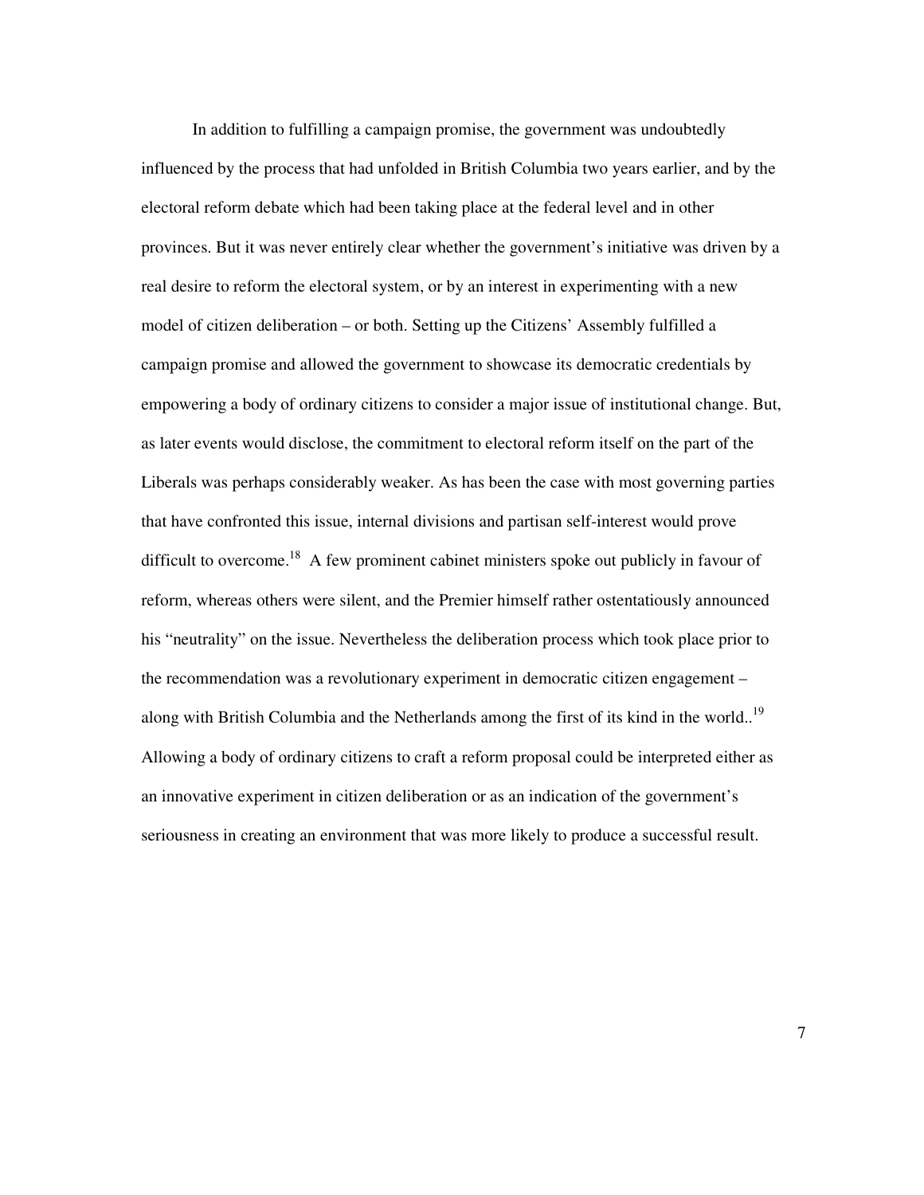In addition to fulfilling a campaign promise, the government was undoubtedly influenced by the process that had unfolded in British Columbia two years earlier, and by the electoral reform debate which had been taking place at the federal level and in other provinces. But it was never entirely clear whether the government's initiative was driven by a real desire to reform the electoral system, or by an interest in experimenting with a new model of citizen deliberation – or both. Setting up the Citizens' Assembly fulfilled a campaign promise and allowed the government to showcase its democratic credentials by empowering a body of ordinary citizens to consider a major issue of institutional change. But, as later events would disclose, the commitment to electoral reform itself on the part of the Liberals was perhaps considerably weaker. As has been the case with most governing parties that have confronted this issue, internal divisions and partisan self-interest would prove difficult to overcome.[18] A few prominent cabinet ministers spoke out publicly in favour of reform, whereas others were silent, and the Premier himself rather ostentatiously announced his "neutrality" on the issue. Nevertheless the deliberation process which took place prior to the recommendation was a revolutionary experiment in democratic citizen engagement – along with British Columbia and the Netherlands among the first of its kind in the world..[19] Allowing a body of ordinary citizens to craft a reform proposal could be interpreted either as an innovative experiment in citizen deliberation or as an indication of the government's seriousness in creating an environment that was more likely to produce a successful result.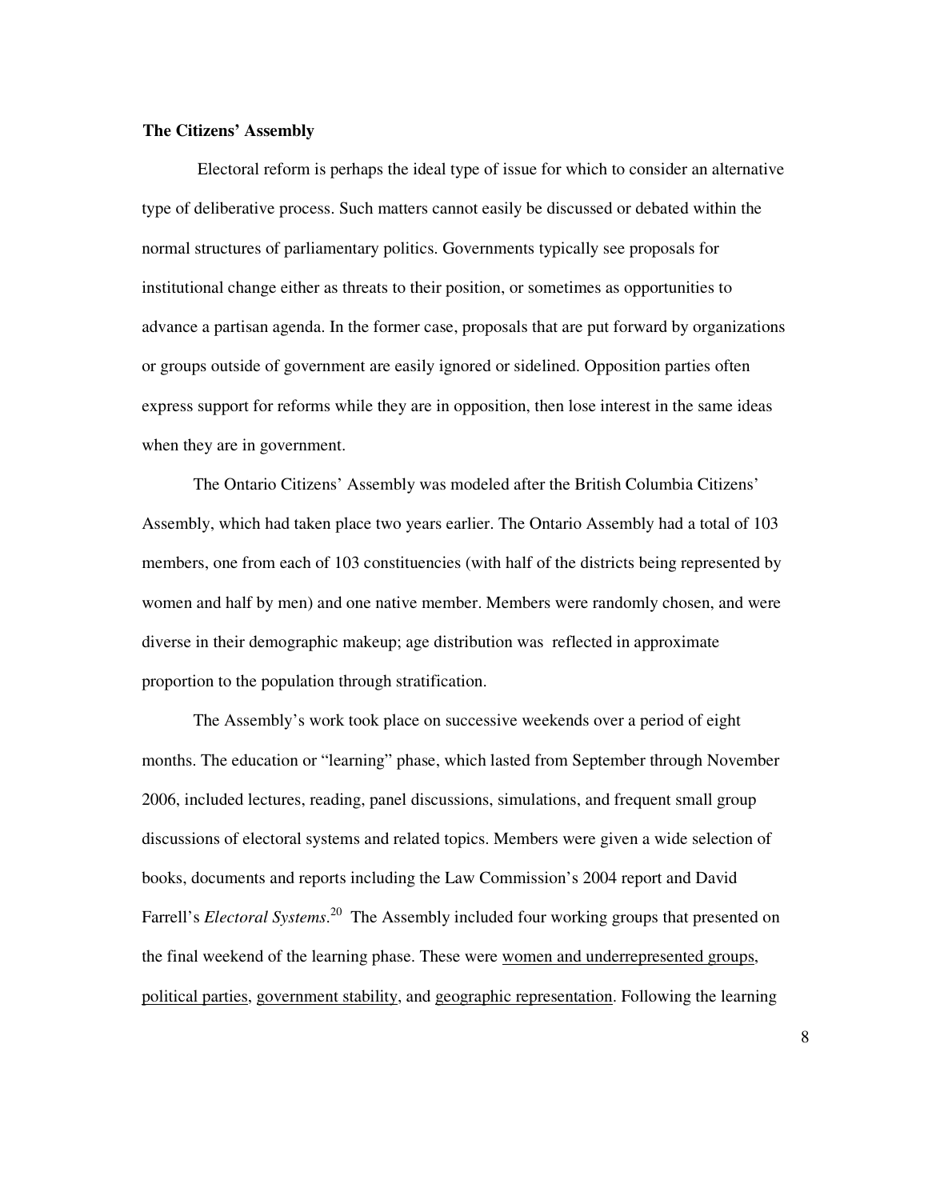**The Citizens' Assembly**

Electoral reform is perhaps the ideal type of issue for which to consider an alternative type of deliberative process. Such matters cannot easily be discussed or debated within the normal structures of parliamentary politics. Governments typically see proposals for institutional change either as threats to their position, or sometimes as opportunities to advance a partisan agenda. In the former case, proposals that are put forward by organizations or groups outside of government are easily ignored or sidelined. Opposition parties often express support for reforms while they are in opposition, then lose interest in the same ideas when they are in government.

The Ontario Citizens' Assembly was modeled after the British Columbia Citizens' Assembly, which had taken place two years earlier. The Ontario Assembly had a total of 103 members, one from each of 103 constituencies (with half of the districts being represented by women and half by men) and one native member. Members were randomly chosen, and were diverse in their demographic makeup; age distribution was reflected in approximate proportion to the population through stratification.

The Assembly's work took place on successive weekends over a period of eight months. The education or "learning" phase, which lasted from September through November 2006, included lectures, reading, panel discussions, simulations, and frequent small group discussions of electoral systems and related topics. Members were given a wide selection of books, documents and reports including the Law Commission's 2004 report and David Farrell's *Electoral Systems*.[20] The Assembly included four working groups that presented on the final weekend of the learning phase. These were <u>women and underrepresented groups</u>, <u>political parties</u>, <u>government stability</u>, and <u>geographic representation</u>. Following the learning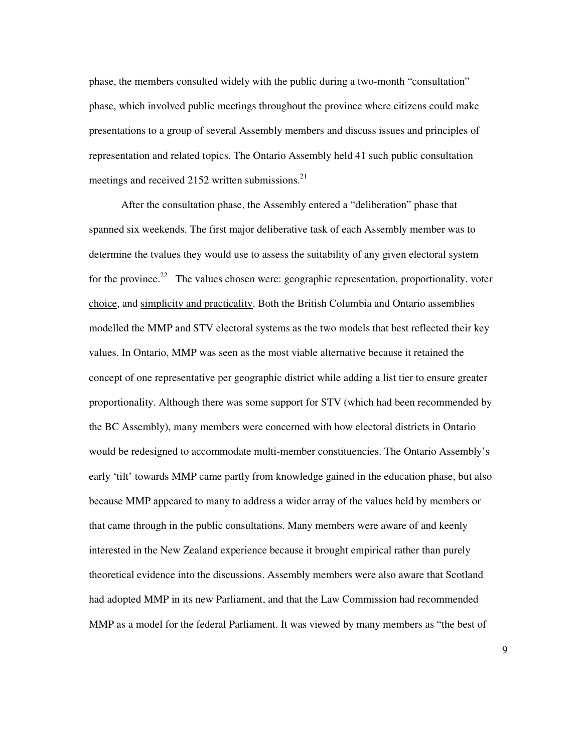phase, the members consulted widely with the public during a two-month "consultation" phase, which involved public meetings throughout the province where citizens could make presentations to a group of several Assembly members and discuss issues and principles of representation and related topics. The Ontario Assembly held 41 such public consultation meetings and received 2152 written submissions.[21]

After the consultation phase, the Assembly entered a "deliberation" phase that spanned six weekends. The first major deliberative task of each Assembly member was to determine the tvalues they would use to assess the suitability of any given electoral system for the province.[22] The values chosen were: <u>geographic representation</u>, <u>proportionality</u>. <u>voter choice</u>, and <u>simplicity and practicality</u>. Both the British Columbia and Ontario assemblies modelled the MMP and STV electoral systems as the two models that best reflected their key values. In Ontario, MMP was seen as the most viable alternative because it retained the concept of one representative per geographic district while adding a list tier to ensure greater proportionality. Although there was some support for STV (which had been recommended by the BC Assembly), many members were concerned with how electoral districts in Ontario would be redesigned to accommodate multi-member constituencies. The Ontario Assembly's early 'tilt' towards MMP came partly from knowledge gained in the education phase, but also because MMP appeared to many to address a wider array of the values held by members or that came through in the public consultations. Many members were aware of and keenly interested in the New Zealand experience because it brought empirical rather than purely theoretical evidence into the discussions. Assembly members were also aware that Scotland had adopted MMP in its new Parliament, and that the Law Commission had recommended MMP as a model for the federal Parliament. It was viewed by many members as "the best of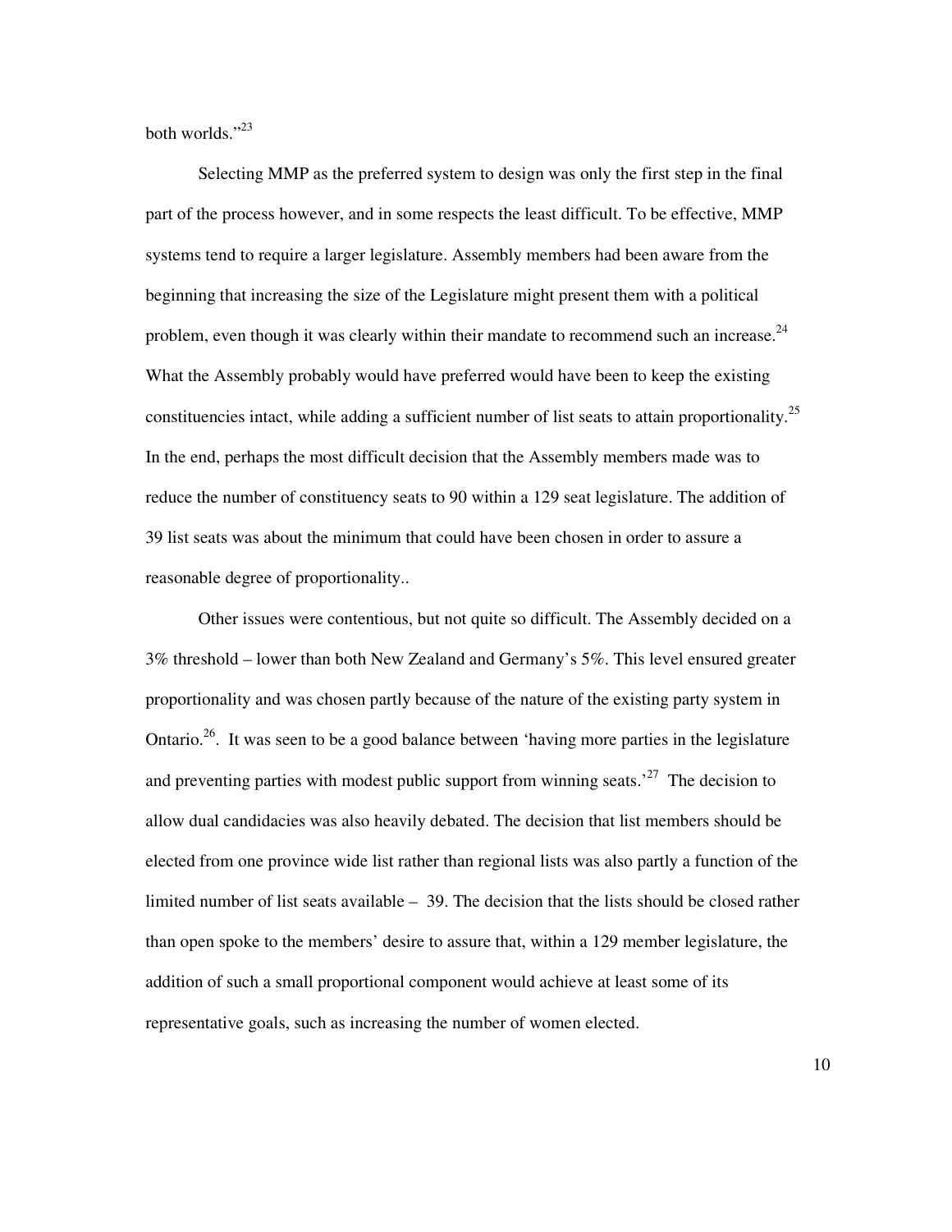both worlds."[23]

Selecting MMP as the preferred system to design was only the first step in the final part of the process however, and in some respects the least difficult. To be effective, MMP systems tend to require a larger legislature. Assembly members had been aware from the beginning that increasing the size of the Legislature might present them with a political problem, even though it was clearly within their mandate to recommend such an increase.[24] What the Assembly probably would have preferred would have been to keep the existing constituencies intact, while adding a sufficient number of list seats to attain proportionality.[25] In the end, perhaps the most difficult decision that the Assembly members made was to reduce the number of constituency seats to 90 within a 129 seat legislature. The addition of 39 list seats was about the minimum that could have been chosen in order to assure a reasonable degree of proportionality..

Other issues were contentious, but not quite so difficult. The Assembly decided on a 3% threshold – lower than both New Zealand and Germany's 5%. This level ensured greater proportionality and was chosen partly because of the nature of the existing party system in Ontario.[26]. It was seen to be a good balance between 'having more parties in the legislature and preventing parties with modest public support from winning seats.'[27] The decision to allow dual candidacies was also heavily debated. The decision that list members should be elected from one province wide list rather than regional lists was also partly a function of the limited number of list seats available – 39. The decision that the lists should be closed rather than open spoke to the members' desire to assure that, within a 129 member legislature, the addition of such a small proportional component would achieve at least some of its representative goals, such as increasing the number of women elected.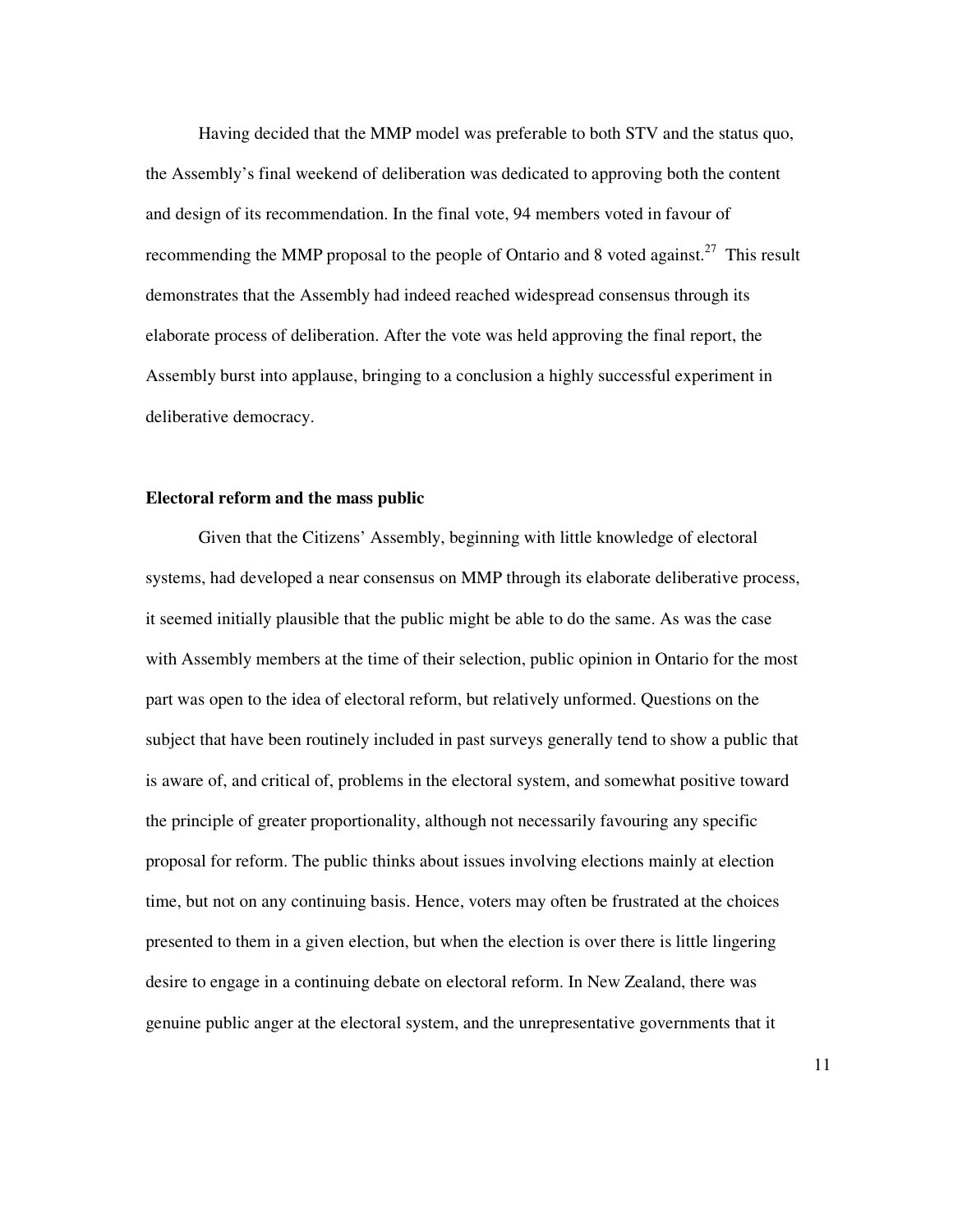Having decided that the MMP model was preferable to both STV and the status quo, the Assembly's final weekend of deliberation was dedicated to approving both the content and design of its recommendation. In the final vote, 94 members voted in favour of recommending the MMP proposal to the people of Ontario and 8 voted against.[27] This result demonstrates that the Assembly had indeed reached widespread consensus through its elaborate process of deliberation. After the vote was held approving the final report, the Assembly burst into applause, bringing to a conclusion a highly successful experiment in deliberative democracy.

**Electoral reform and the mass public**

Given that the Citizens' Assembly, beginning with little knowledge of electoral systems, had developed a near consensus on MMP through its elaborate deliberative process, it seemed initially plausible that the public might be able to do the same. As was the case with Assembly members at the time of their selection, public opinion in Ontario for the most part was open to the idea of electoral reform, but relatively unformed. Questions on the subject that have been routinely included in past surveys generally tend to show a public that is aware of, and critical of, problems in the electoral system, and somewhat positive toward the principle of greater proportionality, although not necessarily favouring any specific proposal for reform. The public thinks about issues involving elections mainly at election time, but not on any continuing basis. Hence, voters may often be frustrated at the choices presented to them in a given election, but when the election is over there is little lingering desire to engage in a continuing debate on electoral reform. In New Zealand, there was genuine public anger at the electoral system, and the unrepresentative governments that it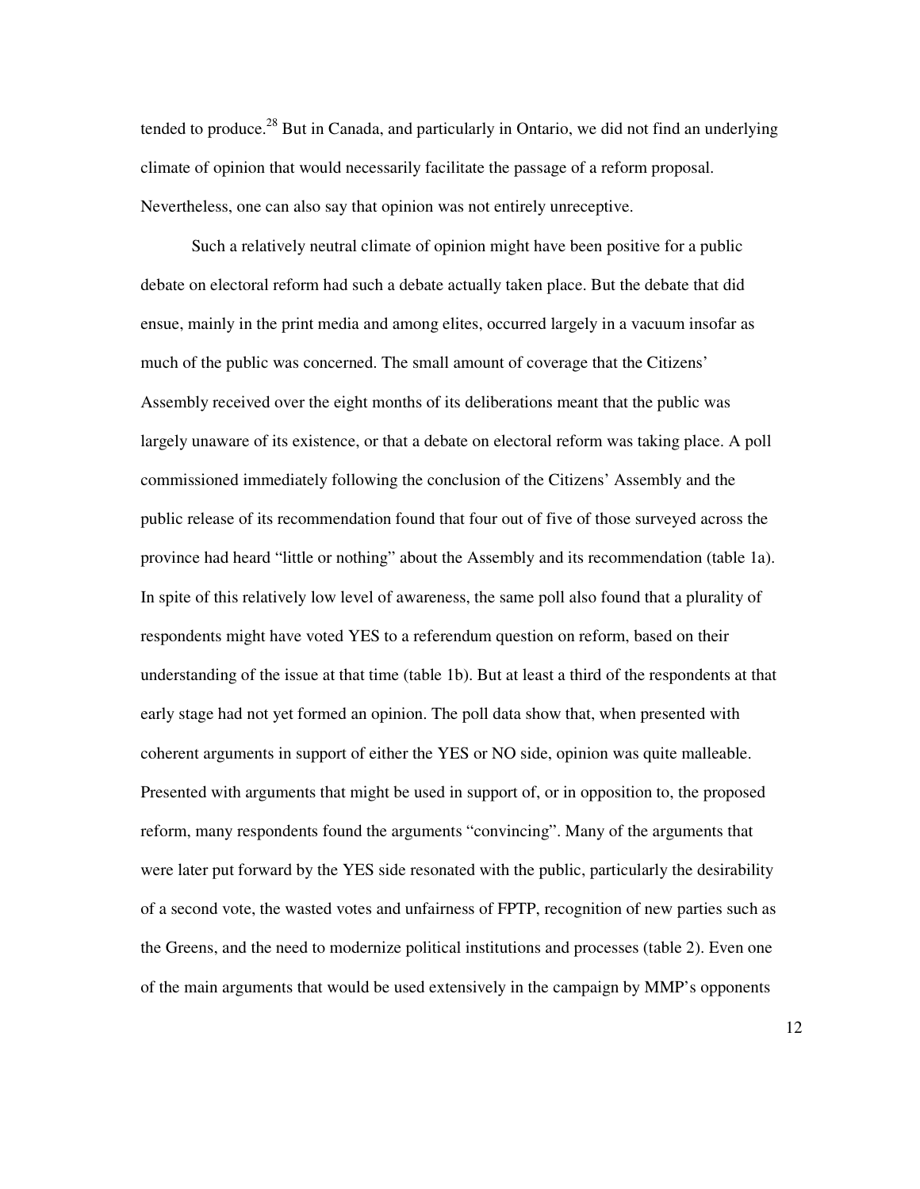tended to produce.[28] But in Canada, and particularly in Ontario, we did not find an underlying climate of opinion that would necessarily facilitate the passage of a reform proposal. Nevertheless, one can also say that opinion was not entirely unreceptive.

Such a relatively neutral climate of opinion might have been positive for a public debate on electoral reform had such a debate actually taken place. But the debate that did ensue, mainly in the print media and among elites, occurred largely in a vacuum insofar as much of the public was concerned. The small amount of coverage that the Citizens' Assembly received over the eight months of its deliberations meant that the public was largely unaware of its existence, or that a debate on electoral reform was taking place. A poll commissioned immediately following the conclusion of the Citizens' Assembly and the public release of its recommendation found that four out of five of those surveyed across the province had heard "little or nothing" about the Assembly and its recommendation (table 1a). In spite of this relatively low level of awareness, the same poll also found that a plurality of respondents might have voted YES to a referendum question on reform, based on their understanding of the issue at that time (table 1b). But at least a third of the respondents at that early stage had not yet formed an opinion. The poll data show that, when presented with coherent arguments in support of either the YES or NO side, opinion was quite malleable. Presented with arguments that might be used in support of, or in opposition to, the proposed reform, many respondents found the arguments "convincing". Many of the arguments that were later put forward by the YES side resonated with the public, particularly the desirability of a second vote, the wasted votes and unfairness of FPTP, recognition of new parties such as the Greens, and the need to modernize political institutions and processes (table 2). Even one of the main arguments that would be used extensively in the campaign by MMP's opponents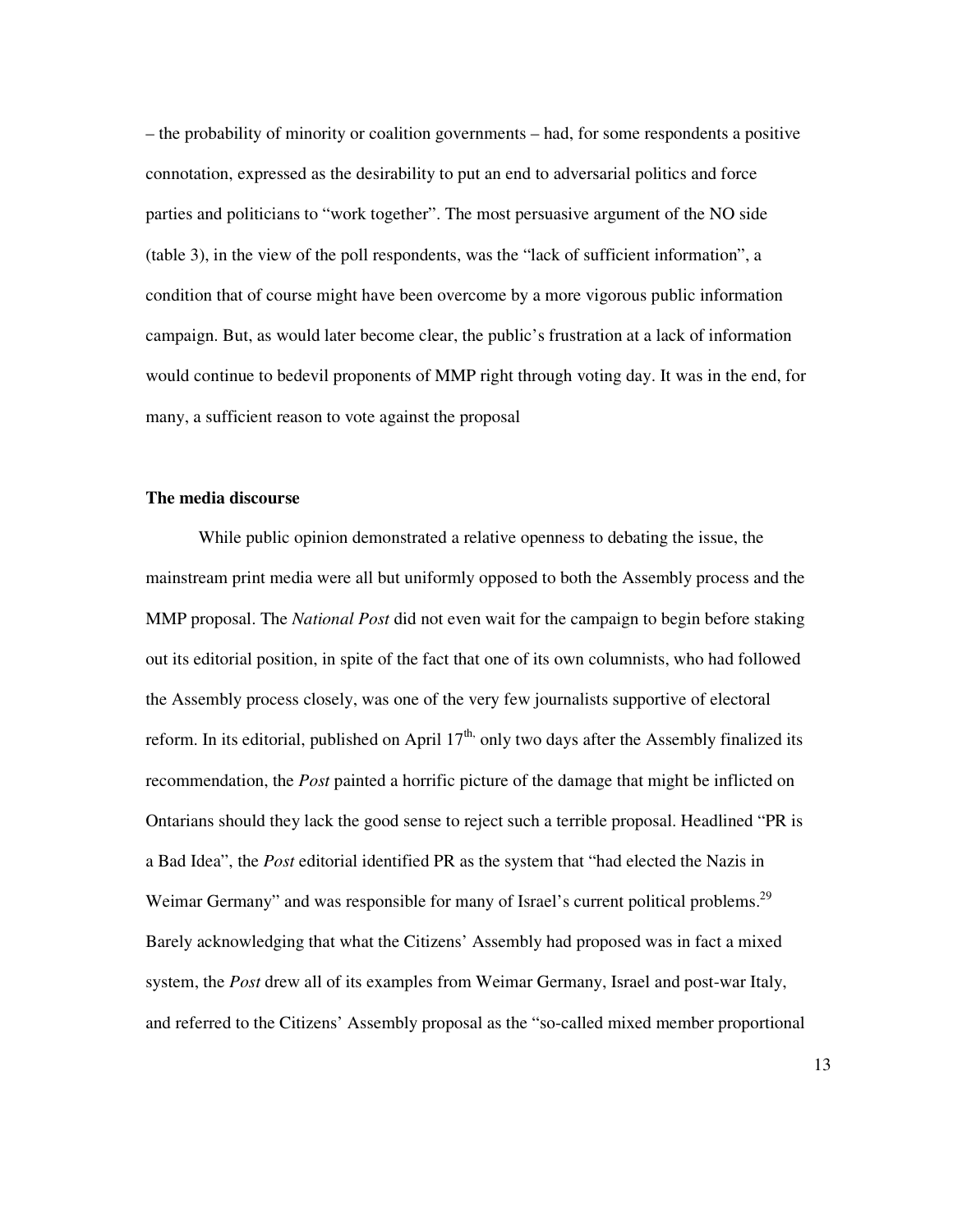– the probability of minority or coalition governments – had, for some respondents a positive connotation, expressed as the desirability to put an end to adversarial politics and force parties and politicians to "work together". The most persuasive argument of the NO side (table 3), in the view of the poll respondents, was the "lack of sufficient information", a condition that of course might have been overcome by a more vigorous public information campaign. But, as would later become clear, the public's frustration at a lack of information would continue to bedevil proponents of MMP right through voting day. It was in the end, for many, a sufficient reason to vote against the proposal

**The media discourse**

While public opinion demonstrated a relative openness to debating the issue, the mainstream print media were all but uniformly opposed to both the Assembly process and the MMP proposal. The *National Post* did not even wait for the campaign to begin before staking out its editorial position, in spite of the fact that one of its own columnists, who had followed the Assembly process closely, was one of the very few journalists supportive of electoral reform. In its editorial, published on April 17th, only two days after the Assembly finalized its recommendation, the *Post* painted a horrific picture of the damage that might be inflicted on Ontarians should they lack the good sense to reject such a terrible proposal. Headlined "PR is a Bad Idea", the *Post* editorial identified PR as the system that "had elected the Nazis in Weimar Germany" and was responsible for many of Israel's current political problems.[29] Barely acknowledging that what the Citizens' Assembly had proposed was in fact a mixed system, the *Post* drew all of its examples from Weimar Germany, Israel and post-war Italy, and referred to the Citizens' Assembly proposal as the "so-called mixed member proportional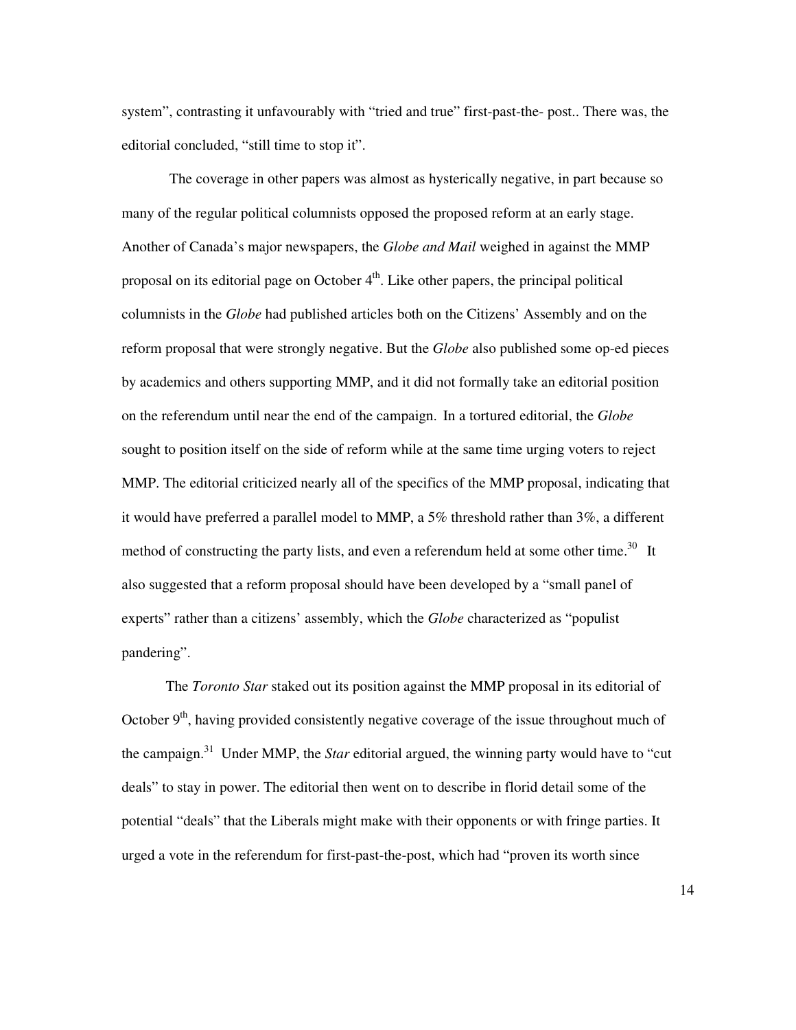system", contrasting it unfavourably with "tried and true" first-past-the- post.. There was, the editorial concluded, "still time to stop it".

The coverage in other papers was almost as hysterically negative, in part because so many of the regular political columnists opposed the proposed reform at an early stage. Another of Canada's major newspapers, the *Globe and Mail* weighed in against the MMP proposal on its editorial page on October 4th. Like other papers, the principal political columnists in the *Globe* had published articles both on the Citizens' Assembly and on the reform proposal that were strongly negative. But the *Globe* also published some op-ed pieces by academics and others supporting MMP, and it did not formally take an editorial position on the referendum until near the end of the campaign. In a tortured editorial, the *Globe* sought to position itself on the side of reform while at the same time urging voters to reject MMP. The editorial criticized nearly all of the specifics of the MMP proposal, indicating that it would have preferred a parallel model to MMP, a 5% threshold rather than 3%, a different method of constructing the party lists, and even a referendum held at some other time.[30] It also suggested that a reform proposal should have been developed by a "small panel of experts" rather than a citizens' assembly, which the *Globe* characterized as "populist pandering".

The *Toronto Star* staked out its position against the MMP proposal in its editorial of October 9th, having provided consistently negative coverage of the issue throughout much of the campaign.[31] Under MMP, the *Star* editorial argued, the winning party would have to "cut deals" to stay in power. The editorial then went on to describe in florid detail some of the potential "deals" that the Liberals might make with their opponents or with fringe parties. It urged a vote in the referendum for first-past-the-post, which had "proven its worth since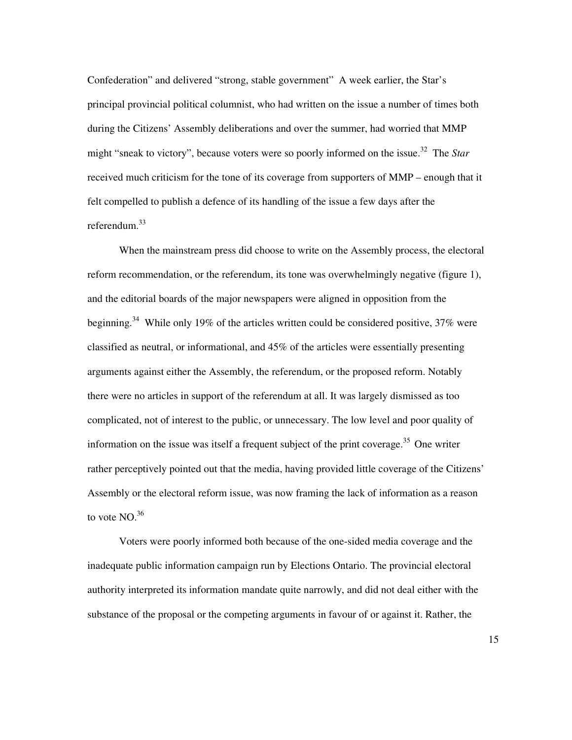Confederation" and delivered "strong, stable government" A week earlier, the Star's principal provincial political columnist, who had written on the issue a number of times both during the Citizens' Assembly deliberations and over the summer, had worried that MMP might "sneak to victory", because voters were so poorly informed on the issue.[32] The *Star* received much criticism for the tone of its coverage from supporters of MMP – enough that it felt compelled to publish a defence of its handling of the issue a few days after the referendum.[33]

When the mainstream press did choose to write on the Assembly process, the electoral reform recommendation, or the referendum, its tone was overwhelmingly negative (figure 1), and the editorial boards of the major newspapers were aligned in opposition from the beginning.[34] While only 19% of the articles written could be considered positive, 37% were classified as neutral, or informational, and 45% of the articles were essentially presenting arguments against either the Assembly, the referendum, or the proposed reform. Notably there were no articles in support of the referendum at all. It was largely dismissed as too complicated, not of interest to the public, or unnecessary. The low level and poor quality of information on the issue was itself a frequent subject of the print coverage.[35] One writer rather perceptively pointed out that the media, having provided little coverage of the Citizens' Assembly or the electoral reform issue, was now framing the lack of information as a reason to vote NO.[36]

Voters were poorly informed both because of the one-sided media coverage and the inadequate public information campaign run by Elections Ontario. The provincial electoral authority interpreted its information mandate quite narrowly, and did not deal either with the substance of the proposal or the competing arguments in favour of or against it. Rather, the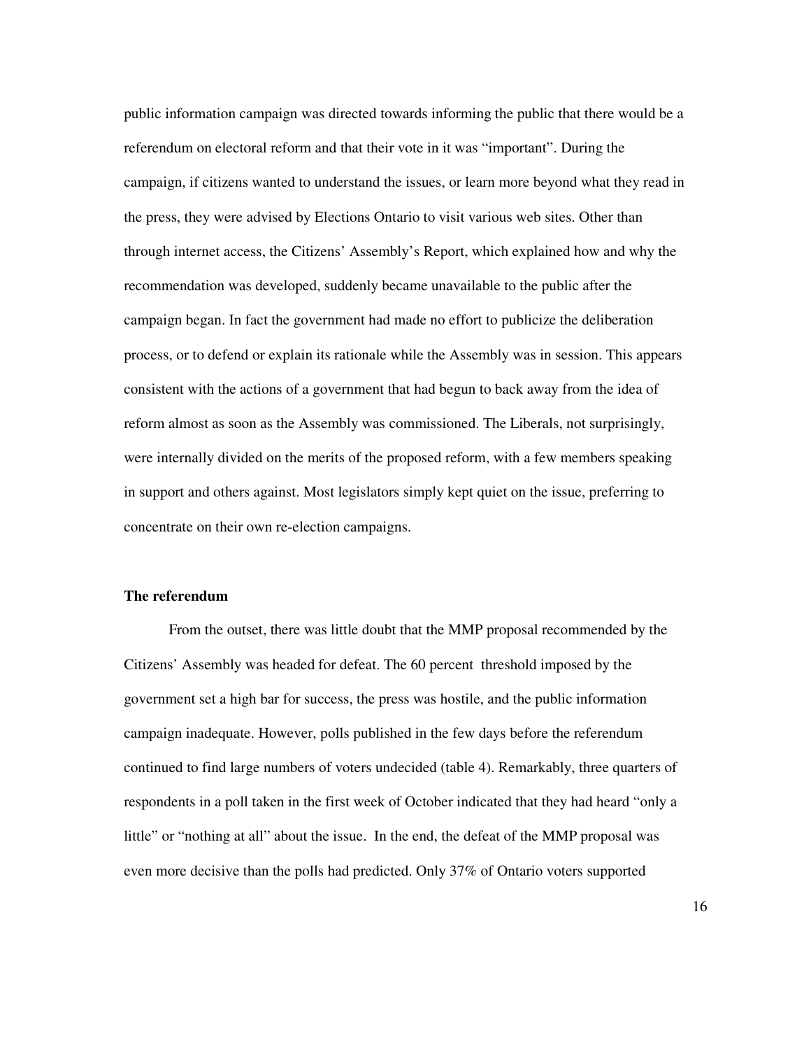public information campaign was directed towards informing the public that there would be a referendum on electoral reform and that their vote in it was "important". During the campaign, if citizens wanted to understand the issues, or learn more beyond what they read in the press, they were advised by Elections Ontario to visit various web sites. Other than through internet access, the Citizens' Assembly's Report, which explained how and why the recommendation was developed, suddenly became unavailable to the public after the campaign began. In fact the government had made no effort to publicize the deliberation process, or to defend or explain its rationale while the Assembly was in session. This appears consistent with the actions of a government that had begun to back away from the idea of reform almost as soon as the Assembly was commissioned. The Liberals, not surprisingly, were internally divided on the merits of the proposed reform, with a few members speaking in support and others against. Most legislators simply kept quiet on the issue, preferring to concentrate on their own re-election campaigns.

**The referendum**

From the outset, there was little doubt that the MMP proposal recommended by the Citizens' Assembly was headed for defeat. The 60 percent threshold imposed by the government set a high bar for success, the press was hostile, and the public information campaign inadequate. However, polls published in the few days before the referendum continued to find large numbers of voters undecided (table 4). Remarkably, three quarters of respondents in a poll taken in the first week of October indicated that they had heard "only a little" or "nothing at all" about the issue. In the end, the defeat of the MMP proposal was even more decisive than the polls had predicted. Only 37% of Ontario voters supported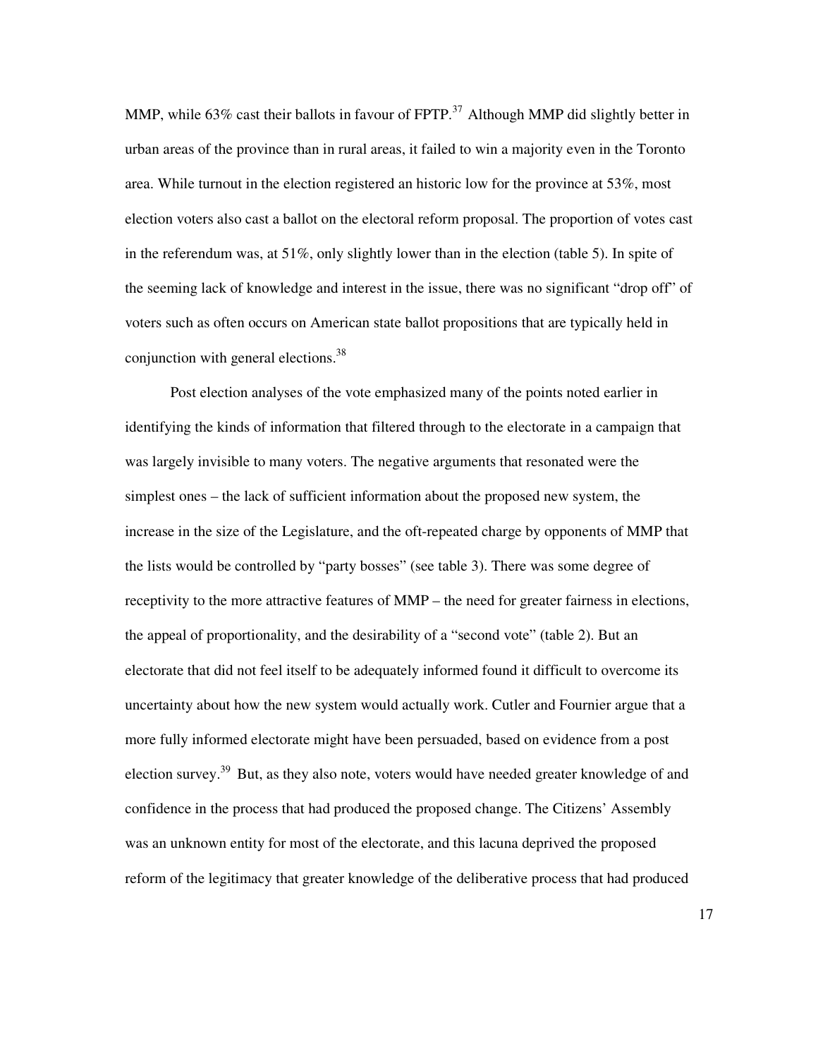MMP, while 63% cast their ballots in favour of FPTP.[37] Although MMP did slightly better in urban areas of the province than in rural areas, it failed to win a majority even in the Toronto area. While turnout in the election registered an historic low for the province at 53%, most election voters also cast a ballot on the electoral reform proposal. The proportion of votes cast in the referendum was, at 51%, only slightly lower than in the election (table 5). In spite of the seeming lack of knowledge and interest in the issue, there was no significant "drop off" of voters such as often occurs on American state ballot propositions that are typically held in conjunction with general elections.[38]

Post election analyses of the vote emphasized many of the points noted earlier in identifying the kinds of information that filtered through to the electorate in a campaign that was largely invisible to many voters. The negative arguments that resonated were the simplest ones – the lack of sufficient information about the proposed new system, the increase in the size of the Legislature, and the oft-repeated charge by opponents of MMP that the lists would be controlled by "party bosses" (see table 3). There was some degree of receptivity to the more attractive features of MMP – the need for greater fairness in elections, the appeal of proportionality, and the desirability of a "second vote" (table 2). But an electorate that did not feel itself to be adequately informed found it difficult to overcome its uncertainty about how the new system would actually work. Cutler and Fournier argue that a more fully informed electorate might have been persuaded, based on evidence from a post election survey.[39] But, as they also note, voters would have needed greater knowledge of and confidence in the process that had produced the proposed change. The Citizens' Assembly was an unknown entity for most of the electorate, and this lacuna deprived the proposed reform of the legitimacy that greater knowledge of the deliberative process that had produced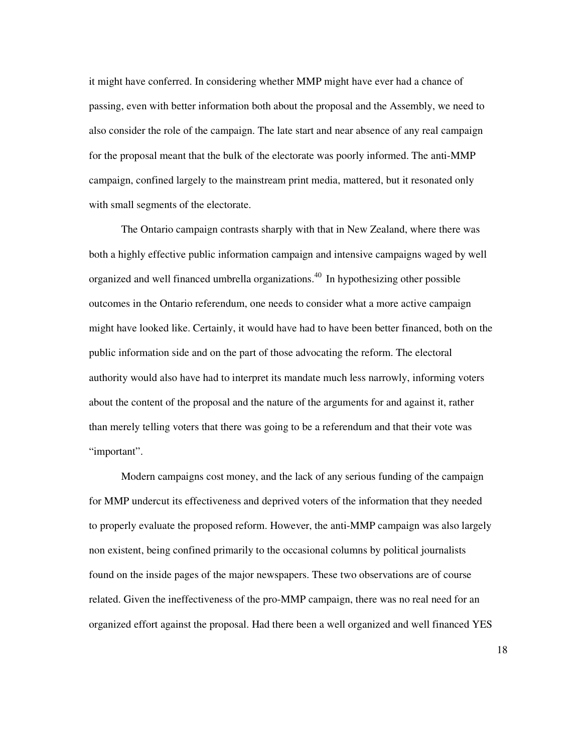it might have conferred. In considering whether MMP might have ever had a chance of passing, even with better information both about the proposal and the Assembly, we need to also consider the role of the campaign. The late start and near absence of any real campaign for the proposal meant that the bulk of the electorate was poorly informed. The anti-MMP campaign, confined largely to the mainstream print media, mattered, but it resonated only with small segments of the electorate.

The Ontario campaign contrasts sharply with that in New Zealand, where there was both a highly effective public information campaign and intensive campaigns waged by well organized and well financed umbrella organizations.[40] In hypothesizing other possible outcomes in the Ontario referendum, one needs to consider what a more active campaign might have looked like. Certainly, it would have had to have been better financed, both on the public information side and on the part of those advocating the reform. The electoral authority would also have had to interpret its mandate much less narrowly, informing voters about the content of the proposal and the nature of the arguments for and against it, rather than merely telling voters that there was going to be a referendum and that their vote was "important".

Modern campaigns cost money, and the lack of any serious funding of the campaign for MMP undercut its effectiveness and deprived voters of the information that they needed to properly evaluate the proposed reform. However, the anti-MMP campaign was also largely non existent, being confined primarily to the occasional columns by political journalists found on the inside pages of the major newspapers. These two observations are of course related. Given the ineffectiveness of the pro-MMP campaign, there was no real need for an organized effort against the proposal. Had there been a well organized and well financed YES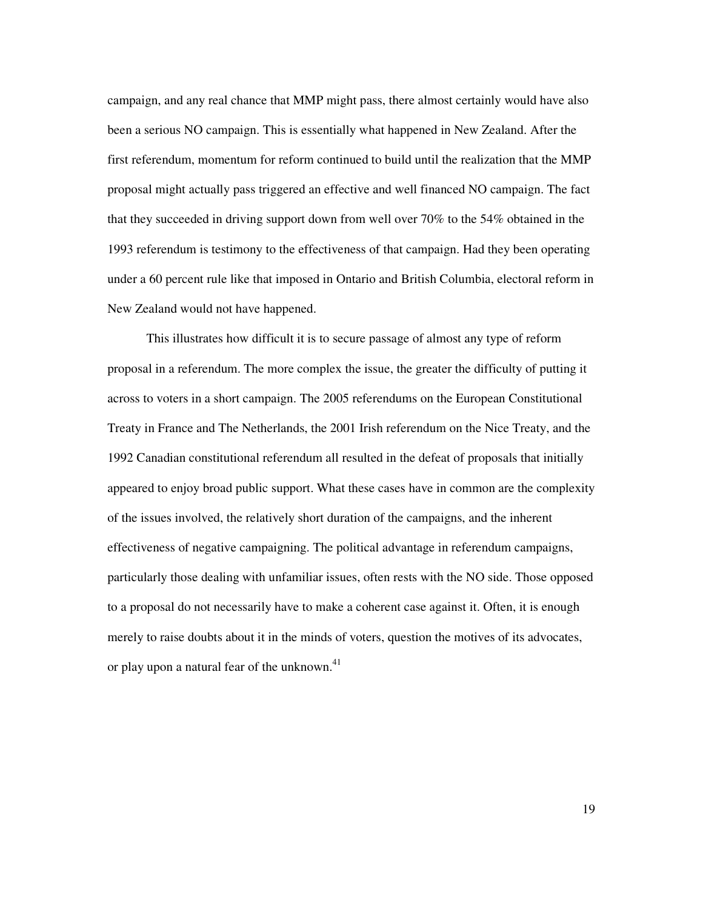campaign, and any real chance that MMP might pass, there almost certainly would have also been a serious NO campaign. This is essentially what happened in New Zealand. After the first referendum, momentum for reform continued to build until the realization that the MMP proposal might actually pass triggered an effective and well financed NO campaign. The fact that they succeeded in driving support down from well over 70% to the 54% obtained in the 1993 referendum is testimony to the effectiveness of that campaign. Had they been operating under a 60 percent rule like that imposed in Ontario and British Columbia, electoral reform in New Zealand would not have happened.

This illustrates how difficult it is to secure passage of almost any type of reform proposal in a referendum. The more complex the issue, the greater the difficulty of putting it across to voters in a short campaign. The 2005 referendums on the European Constitutional Treaty in France and The Netherlands, the 2001 Irish referendum on the Nice Treaty, and the 1992 Canadian constitutional referendum all resulted in the defeat of proposals that initially appeared to enjoy broad public support. What these cases have in common are the complexity of the issues involved, the relatively short duration of the campaigns, and the inherent effectiveness of negative campaigning. The political advantage in referendum campaigns, particularly those dealing with unfamiliar issues, often rests with the NO side. Those opposed to a proposal do not necessarily have to make a coherent case against it. Often, it is enough merely to raise doubts about it in the minds of voters, question the motives of its advocates, or play upon a natural fear of the unknown.[41]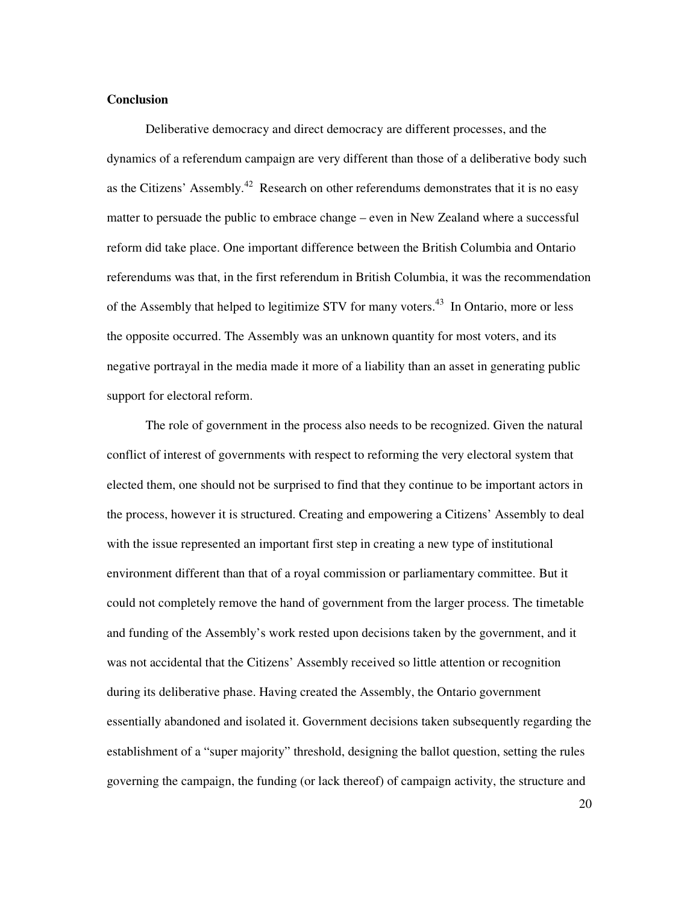**Conclusion**

Deliberative democracy and direct democracy are different processes, and the dynamics of a referendum campaign are very different than those of a deliberative body such as the Citizens' Assembly.[42] Research on other referendums demonstrates that it is no easy matter to persuade the public to embrace change – even in New Zealand where a successful reform did take place. One important difference between the British Columbia and Ontario referendums was that, in the first referendum in British Columbia, it was the recommendation of the Assembly that helped to legitimize STV for many voters.[43] In Ontario, more or less the opposite occurred. The Assembly was an unknown quantity for most voters, and its negative portrayal in the media made it more of a liability than an asset in generating public support for electoral reform.

The role of government in the process also needs to be recognized. Given the natural conflict of interest of governments with respect to reforming the very electoral system that elected them, one should not be surprised to find that they continue to be important actors in the process, however it is structured. Creating and empowering a Citizens' Assembly to deal with the issue represented an important first step in creating a new type of institutional environment different than that of a royal commission or parliamentary committee. But it could not completely remove the hand of government from the larger process. The timetable and funding of the Assembly's work rested upon decisions taken by the government, and it was not accidental that the Citizens' Assembly received so little attention or recognition during its deliberative phase. Having created the Assembly, the Ontario government essentially abandoned and isolated it. Government decisions taken subsequently regarding the establishment of a "super majority" threshold, designing the ballot question, setting the rules governing the campaign, the funding (or lack thereof) of campaign activity, the structure and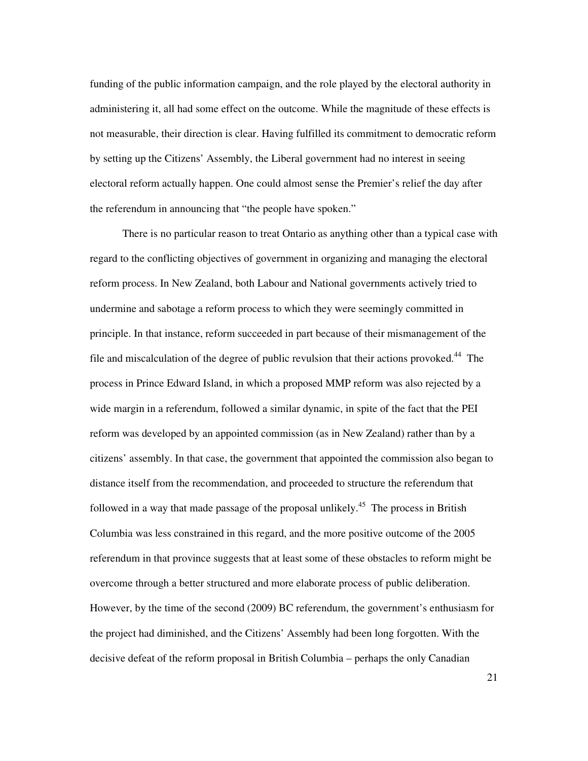funding of the public information campaign, and the role played by the electoral authority in administering it, all had some effect on the outcome. While the magnitude of these effects is not measurable, their direction is clear. Having fulfilled its commitment to democratic reform by setting up the Citizens' Assembly, the Liberal government had no interest in seeing electoral reform actually happen. One could almost sense the Premier's relief the day after the referendum in announcing that "the people have spoken."

There is no particular reason to treat Ontario as anything other than a typical case with regard to the conflicting objectives of government in organizing and managing the electoral reform process. In New Zealand, both Labour and National governments actively tried to undermine and sabotage a reform process to which they were seemingly committed in principle. In that instance, reform succeeded in part because of their mismanagement of the file and miscalculation of the degree of public revulsion that their actions provoked.[44] The process in Prince Edward Island, in which a proposed MMP reform was also rejected by a wide margin in a referendum, followed a similar dynamic, in spite of the fact that the PEI reform was developed by an appointed commission (as in New Zealand) rather than by a citizens' assembly. In that case, the government that appointed the commission also began to distance itself from the recommendation, and proceeded to structure the referendum that followed in a way that made passage of the proposal unlikely.[45] The process in British Columbia was less constrained in this regard, and the more positive outcome of the 2005 referendum in that province suggests that at least some of these obstacles to reform might be overcome through a better structured and more elaborate process of public deliberation. However, by the time of the second (2009) BC referendum, the government's enthusiasm for the project had diminished, and the Citizens' Assembly had been long forgotten. With the decisive defeat of the reform proposal in British Columbia – perhaps the only Canadian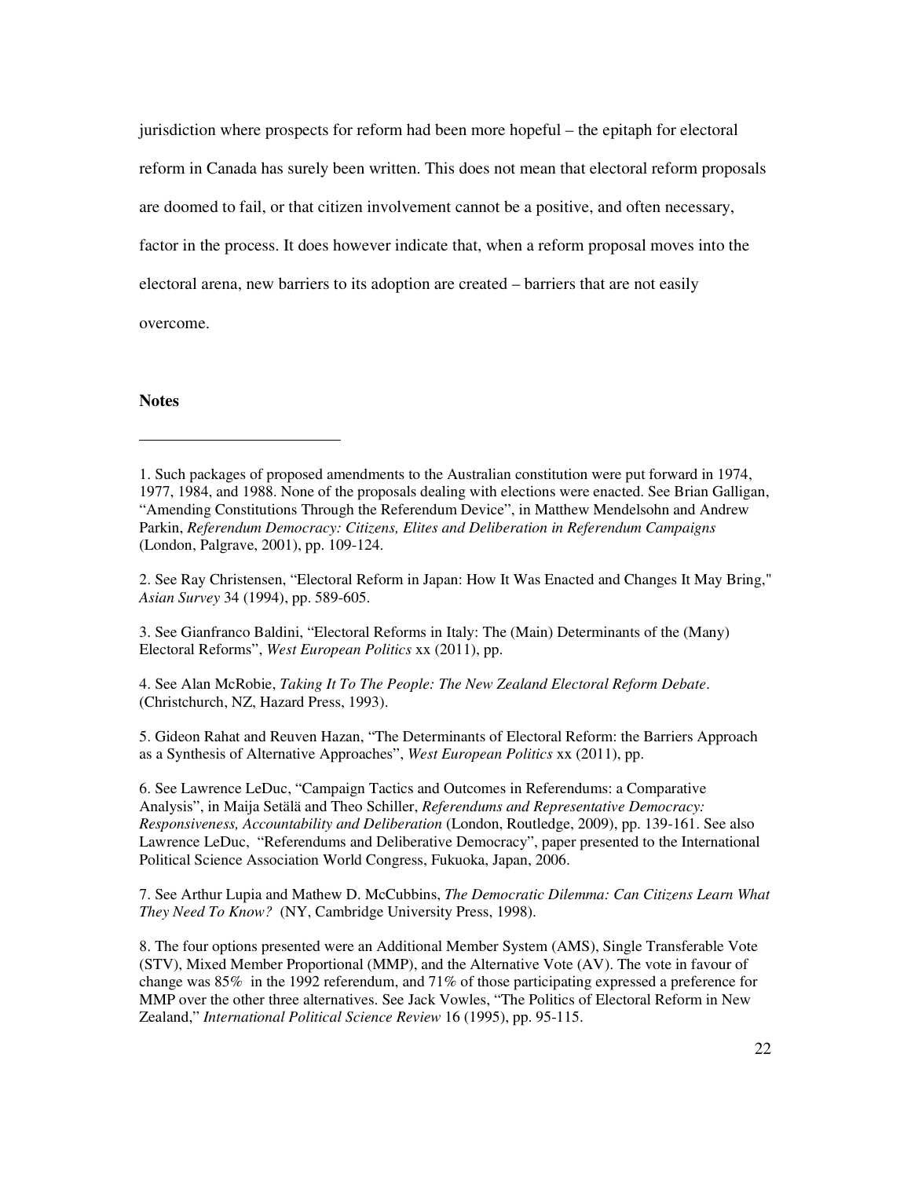jurisdiction where prospects for reform had been more hopeful – the epitaph for electoral reform in Canada has surely been written. This does not mean that electoral reform proposals are doomed to fail, or that citizen involvement cannot be a positive, and often necessary, factor in the process. It does however indicate that, when a reform proposal moves into the electoral arena, new barriers to its adoption are created – barriers that are not easily overcome.

**Notes**

---

1. Such packages of proposed amendments to the Australian constitution were put forward in 1974, 1977, 1984, and 1988. None of the proposals dealing with elections were enacted. See Brian Galligan, "Amending Constitutions Through the Referendum Device", in Matthew Mendelsohn and Andrew Parkin, *Referendum Democracy: Citizens, Elites and Deliberation in Referendum Campaigns* (London, Palgrave, 2001), pp. 109-124.

2. See Ray Christensen, "Electoral Reform in Japan: How It Was Enacted and Changes It May Bring," *Asian Survey* 34 (1994), pp. 589-605.

3. See Gianfranco Baldini, "Electoral Reforms in Italy: The (Main) Determinants of the (Many) Electoral Reforms", *West European Politics* xx (2011), pp.

4. See Alan McRobie, *Taking It To The People: The New Zealand Electoral Reform Debate*. (Christchurch, NZ, Hazard Press, 1993).

5. Gideon Rahat and Reuven Hazan, "The Determinants of Electoral Reform: the Barriers Approach as a Synthesis of Alternative Approaches", *West European Politics* xx (2011), pp.

6. See Lawrence LeDuc, "Campaign Tactics and Outcomes in Referendums: a Comparative Analysis", in Maija Setälä and Theo Schiller, *Referendums and Representative Democracy: Responsiveness, Accountability and Deliberation* (London, Routledge, 2009), pp. 139-161. See also Lawrence LeDuc, "Referendums and Deliberative Democracy", paper presented to the International Political Science Association World Congress, Fukuoka, Japan, 2006.

7. See Arthur Lupia and Mathew D. McCubbins, *The Democratic Dilemma: Can Citizens Learn What They Need To Know?* (NY, Cambridge University Press, 1998).

8. The four options presented were an Additional Member System (AMS), Single Transferable Vote (STV), Mixed Member Proportional (MMP), and the Alternative Vote (AV). The vote in favour of change was 85% in the 1992 referendum, and 71% of those participating expressed a preference for MMP over the other three alternatives. See Jack Vowles, "The Politics of Electoral Reform in New Zealand," *International Political Science Review* 16 (1995), pp. 95-115.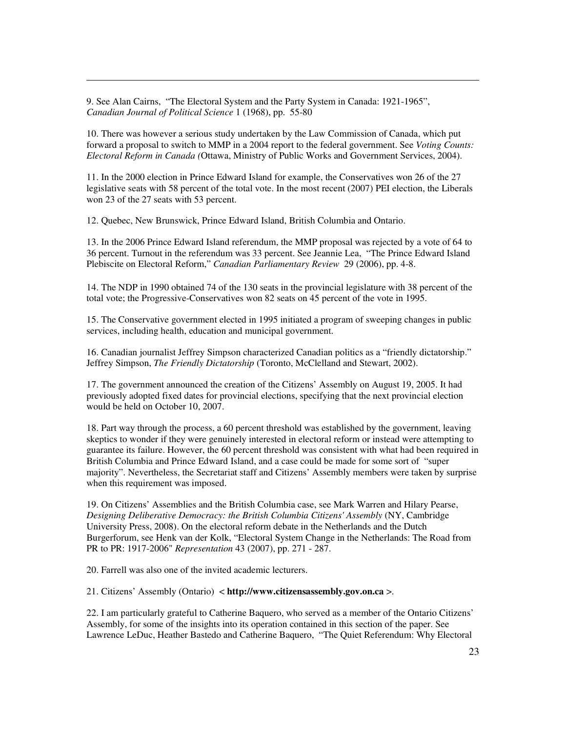9. See Alan Cairns, "The Electoral System and the Party System in Canada: 1921-1965", *Canadian Journal of Political Science* 1 (1968), pp. 55-80

10. There was however a serious study undertaken by the Law Commission of Canada, which put forward a proposal to switch to MMP in a 2004 report to the federal government. See *Voting Counts: Electoral Reform in Canada (*Ottawa, Ministry of Public Works and Government Services, 2004).

11. In the 2000 election in Prince Edward Island for example, the Conservatives won 26 of the 27 legislative seats with 58 percent of the total vote. In the most recent (2007) PEI election, the Liberals won 23 of the 27 seats with 53 percent.

12. Quebec, New Brunswick, Prince Edward Island, British Columbia and Ontario.

13. In the 2006 Prince Edward Island referendum, the MMP proposal was rejected by a vote of 64 to 36 percent. Turnout in the referendum was 33 percent. See Jeannie Lea, "The Prince Edward Island Plebiscite on Electoral Reform," *Canadian Parliamentary Review* 29 (2006), pp. 4-8.

14. The NDP in 1990 obtained 74 of the 130 seats in the provincial legislature with 38 percent of the total vote; the Progressive-Conservatives won 82 seats on 45 percent of the vote in 1995.

15. The Conservative government elected in 1995 initiated a program of sweeping changes in public services, including health, education and municipal government.

16. Canadian journalist Jeffrey Simpson characterized Canadian politics as a "friendly dictatorship." Jeffrey Simpson, *The Friendly Dictatorship* (Toronto, McClelland and Stewart, 2002).

17. The government announced the creation of the Citizens' Assembly on August 19, 2005. It had previously adopted fixed dates for provincial elections, specifying that the next provincial election would be held on October 10, 2007.

18. Part way through the process, a 60 percent threshold was established by the government, leaving skeptics to wonder if they were genuinely interested in electoral reform or instead were attempting to guarantee its failure. However, the 60 percent threshold was consistent with what had been required in British Columbia and Prince Edward Island, and a case could be made for some sort of "super majority". Nevertheless, the Secretariat staff and Citizens' Assembly members were taken by surprise when this requirement was imposed.

19. On Citizens' Assemblies and the British Columbia case, see Mark Warren and Hilary Pearse, *Designing Deliberative Democracy: the British Columbia Citizens' Assembly* (NY, Cambridge University Press, 2008). On the electoral reform debate in the Netherlands and the Dutch Burgerforum, see Henk van der Kolk, "Electoral System Change in the Netherlands: The Road from PR to PR: 1917-2006" *Representation* 43 (2007), pp. 271 - 287.

20. Farrell was also one of the invited academic lecturers.

21. Citizens' Assembly (Ontario) **< http://www.citizensassembly.gov.on.ca >**.

22. I am particularly grateful to Catherine Baquero, who served as a member of the Ontario Citizens' Assembly, for some of the insights into its operation contained in this section of the paper. See Lawrence LeDuc, Heather Bastedo and Catherine Baquero, "The Quiet Referendum: Why Electoral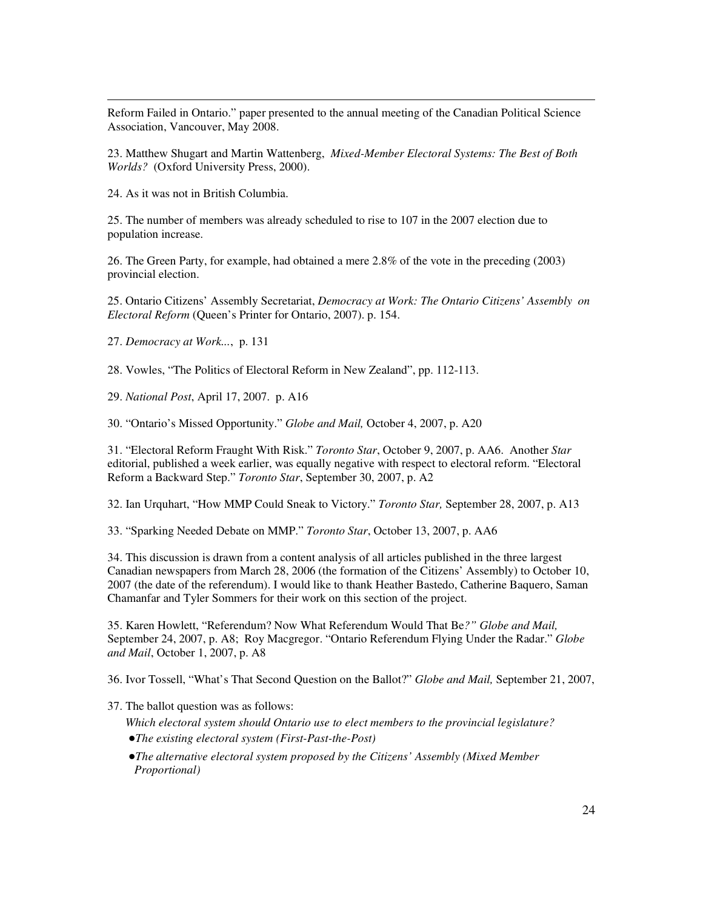Reform Failed in Ontario." paper presented to the annual meeting of the Canadian Political Science Association, Vancouver, May 2008.

23. Matthew Shugart and Martin Wattenberg, *Mixed-Member Electoral Systems: The Best of Both Worlds?* (Oxford University Press, 2000).

24. As it was not in British Columbia.

25. The number of members was already scheduled to rise to 107 in the 2007 election due to population increase.

26. The Green Party, for example, had obtained a mere 2.8% of the vote in the preceding (2003) provincial election.

25. Ontario Citizens' Assembly Secretariat, *Democracy at Work: The Ontario Citizens' Assembly on Electoral Reform* (Queen's Printer for Ontario, 2007). p. 154.

27. *Democracy at Work...*, p. 131

28. Vowles, "The Politics of Electoral Reform in New Zealand", pp. 112-113.

29. *National Post*, April 17, 2007. p. A16

30. "Ontario's Missed Opportunity." *Globe and Mail,* October 4, 2007, p. A20

31. "Electoral Reform Fraught With Risk." *Toronto Star*, October 9, 2007, p. AA6. Another *Star* editorial, published a week earlier, was equally negative with respect to electoral reform. "Electoral Reform a Backward Step." *Toronto Star*, September 30, 2007, p. A2

32. Ian Urquhart, "How MMP Could Sneak to Victory." *Toronto Star,* September 28, 2007, p. A13

33. "Sparking Needed Debate on MMP." *Toronto Star*, October 13, 2007, p. AA6

34. This discussion is drawn from a content analysis of all articles published in the three largest Canadian newspapers from March 28, 2006 (the formation of the Citizens' Assembly) to October 10, 2007 (the date of the referendum). I would like to thank Heather Bastedo, Catherine Baquero, Saman Chamanfar and Tyler Sommers for their work on this section of the project.

35. Karen Howlett, "Referendum? Now What Referendum Would That Be*?" Globe and Mail,* September 24, 2007, p. A8; Roy Macgregor. "Ontario Referendum Flying Under the Radar." *Globe and Mail*, October 1, 2007, p. A8

36. Ivor Tossell, "What's That Second Question on the Ballot?" *Globe and Mail,* September 21, 2007,

37. The ballot question was as follows:

*Which electoral system should Ontario use to elect members to the provincial legislature?*

- *The existing electoral system (First-Past-the-Post)*
- *The alternative electoral system proposed by the Citizens' Assembly (Mixed Member Proportional)*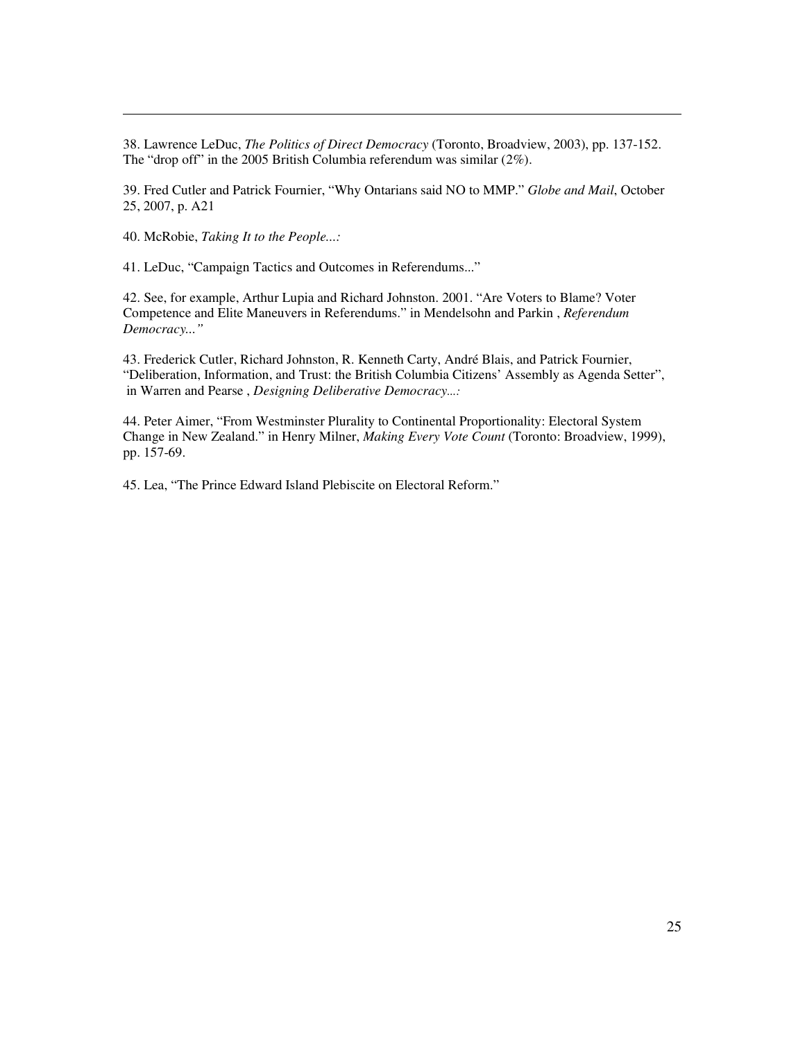38. Lawrence LeDuc, *The Politics of Direct Democracy* (Toronto, Broadview, 2003), pp. 137-152. The "drop off" in the 2005 British Columbia referendum was similar (2%).

39. Fred Cutler and Patrick Fournier, "Why Ontarians said NO to MMP." *Globe and Mail*, October 25, 2007, p. A21

40. McRobie, *Taking It to the People...:*

41. LeDuc, "Campaign Tactics and Outcomes in Referendums..."

42. See, for example, Arthur Lupia and Richard Johnston. 2001. "Are Voters to Blame? Voter Competence and Elite Maneuvers in Referendums." in Mendelsohn and Parkin , *Referendum Democracy..."*

43. Frederick Cutler, Richard Johnston, R. Kenneth Carty, André Blais, and Patrick Fournier, "Deliberation, Information, and Trust: the British Columbia Citizens' Assembly as Agenda Setter", in Warren and Pearse , *Designing Deliberative Democracy...:*

44. Peter Aimer, "From Westminster Plurality to Continental Proportionality: Electoral System Change in New Zealand." in Henry Milner, *Making Every Vote Count* (Toronto: Broadview, 1999), pp. 157-69.

45. Lea, "The Prince Edward Island Plebiscite on Electoral Reform."